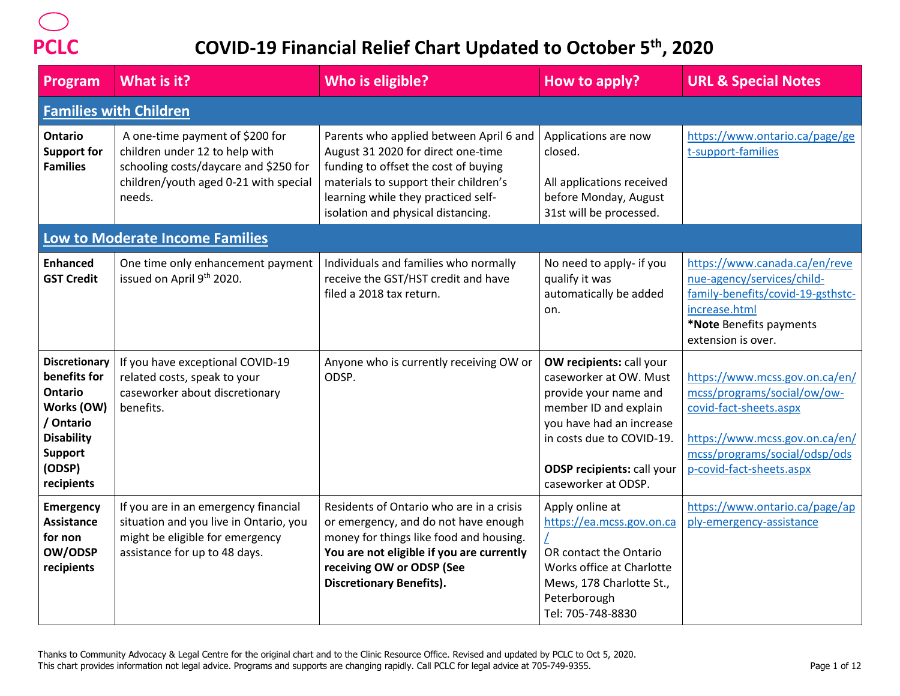PCLC

# COVID-19 Financial Relief Chart Updated to October 5th, 2020

| Program | What is it? | Who is eligible? | How to apply? | URL & Special Notes |
|---|---|---|---|---|
| **Families with Children** | | | | |
| **Ontario Support for Families** | A one-time payment of $200 for children under 12 to help with schooling costs/daycare and $250 for children/youth aged 0-21 with special needs. | Parents who applied between April 6 and August 31 2020 for direct one-time funding to offset the cost of buying materials to support their children's learning while they practiced self-isolation and physical distancing. | Applications are now closed.<br><br>All applications received before Monday, August 31st will be processed. | https://www.ontario.ca/page/get-support-families |
| **Low to Moderate Income Families** | | | | |
| **Enhanced GST Credit** | One time only enhancement payment issued on April 9th 2020. | Individuals and families who normally receive the GST/HST credit and have filed a 2018 tax return. | No need to apply- if you qualify it was automatically be added on. | https://www.canada.ca/en/revenue-agency/services/child-family-benefits/covid-19-gsthstc-increase.html<br>***Note** Benefits payments extension is over. |
| **Discretionary benefits for Ontario Works (OW) / Ontario Disability Support (ODSP) recipients** | If you have exceptional COVID-19 related costs, speak to your caseworker about discretionary benefits. | Anyone who is currently receiving OW or ODSP. | **OW recipients:** call your caseworker at OW. Must provide your name and member ID and explain you have had an increase in costs due to COVID-19.<br><br>**ODSP recipients:** call your caseworker at ODSP. | https://www.mcss.gov.on.ca/en/mcss/programs/social/ow/ow-covid-fact-sheets.aspx<br><br>https://www.mcss.gov.on.ca/en/mcss/programs/social/odsp/odsp-covid-fact-sheets.aspx |
| **Emergency Assistance for non OW/ODSP recipients** | If you are in an emergency financial situation and you live in Ontario, you might be eligible for emergency assistance for up to 48 days. | Residents of Ontario who are in a crisis or emergency, and do not have enough money for things like food and housing. **You are not eligible if you are currently receiving OW or ODSP (See Discretionary Benefits).** | Apply online at https://ea.mcss.gov.on.ca/<br>OR contact the Ontario Works office at Charlotte Mews, 178 Charlotte St., Peterborough<br>Tel: 705-748-8830 | https://www.ontario.ca/page/apply-emergency-assistance |

Thanks to Community Advocacy & Legal Centre for the original chart and to the Clinic Resource Office. Revised and updated by PCLC to Oct 5, 2020.
This chart provides information not legal advice. Programs and supports are changing rapidly. Call PCLC for legal advice at 705-749-9355.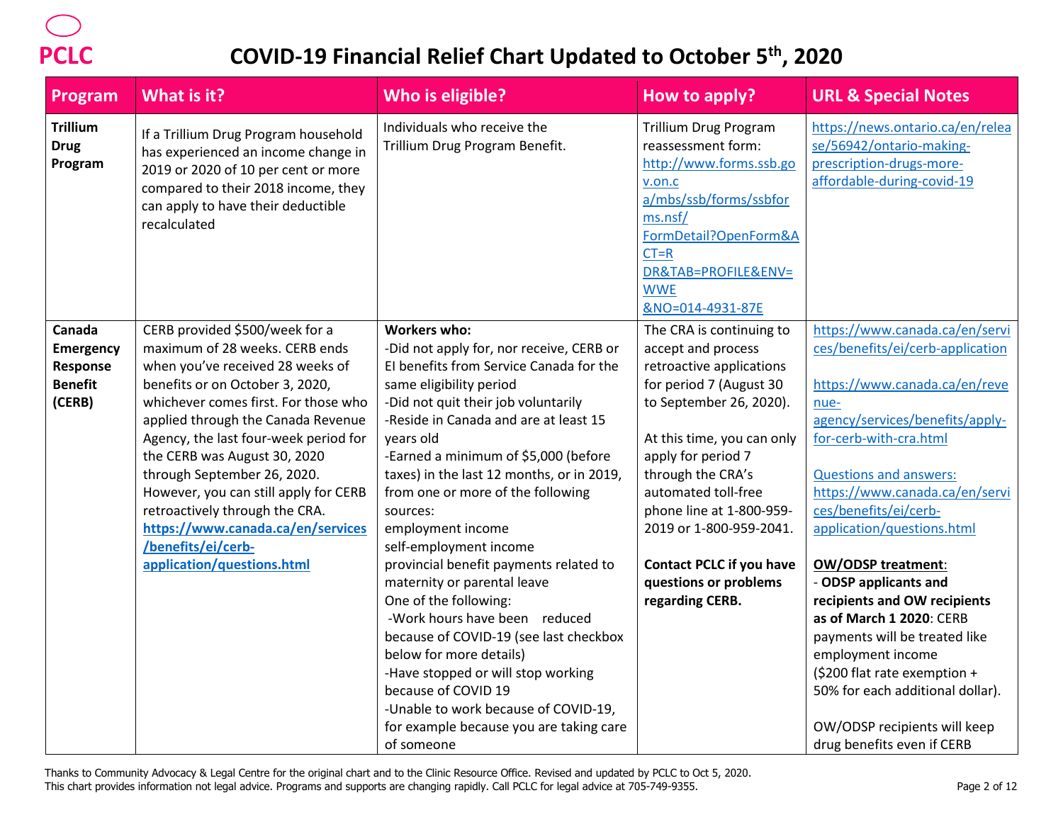# COVID-19 Financial Relief Chart Updated to October 5th, 2020

| Program | What is it? | Who is eligible? | How to apply? | URL & Special Notes |
|---|---|---|---|---|
| **Trillium Drug Program** | If a Trillium Drug Program household has experienced an income change in 2019 or 2020 of 10 per cent or more compared to their 2018 income, they can apply to have their deductible recalculated | Individuals who receive the Trillium Drug Program Benefit. | Trillium Drug Program reassessment form: http://www.forms.ssb.gov.on.ca/mbs/ssb/forms/ssbforms.nsf/FormDetail?OpenForm&ACT=RDR&TAB=PROFILE&ENV=WWE&NO=014-4931-87E | https://news.ontario.ca/en/release/56942/ontario-making-prescription-drugs-more-affordable-during-covid-19 |
| **Canada Emergency Response Benefit (CERB)** | CERB provided $500/week for a maximum of 28 weeks. CERB ends when you've received 28 weeks of benefits or on October 3, 2020, whichever comes first. For those who applied through the Canada Revenue Agency, the last four-week period for the CERB was August 30, 2020 through September 26, 2020. However, you can still apply for CERB retroactively through the CRA. **https://www.canada.ca/en/services/benefits/ei/cerb-application/questions.html** | **Workers who:**<br>-Did not apply for, nor receive, CERB or EI benefits from Service Canada for the same eligibility period<br>-Did not quit their job voluntarily<br>-Reside in Canada and are at least 15 years old<br>-Earned a minimum of $5,000 (before taxes) in the last 12 months, or in 2019, from one or more of the following sources:<br>employment income<br>self-employment income<br>provincial benefit payments related to maternity or parental leave<br>One of the following:<br>-Work hours have been reduced because of COVID-19 (see last checkbox below for more details)<br>-Have stopped or will stop working because of COVID 19<br>-Unable to work because of COVID-19, for example because you are taking care of someone | The CRA is continuing to accept and process retroactive applications for period 7 (August 30 to September 26, 2020).<br><br>At this time, you can only apply for period 7 through the CRA's automated toll-free phone line at 1-800-959-2019 or 1-800-959-2041.<br><br>**Contact PCLC if you have questions or problems regarding CERB.** | https://www.canada.ca/en/services/benefits/ei/cerb-application<br><br>https://www.canada.ca/en/revenue-agency/services/benefits/apply-for-cerb-with-cra.html<br><br>Questions and answers: https://www.canada.ca/en/services/benefits/ei/cerb-application/questions.html<br><br>**OW/ODSP treatment**:<br>- **ODSP applicants and recipients and OW recipients as of March 1 2020**: CERB payments will be treated like employment income ($200 flat rate exemption + 50% for each additional dollar).<br><br>OW/ODSP recipients will keep drug benefits even if CERB |

Thanks to Community Advocacy & Legal Centre for the original chart and to the Clinic Resource Office. Revised and updated by PCLC to Oct 5, 2020.
This chart provides information not legal advice. Programs and supports are changing rapidly. Call PCLC for legal advice at 705-749-9355.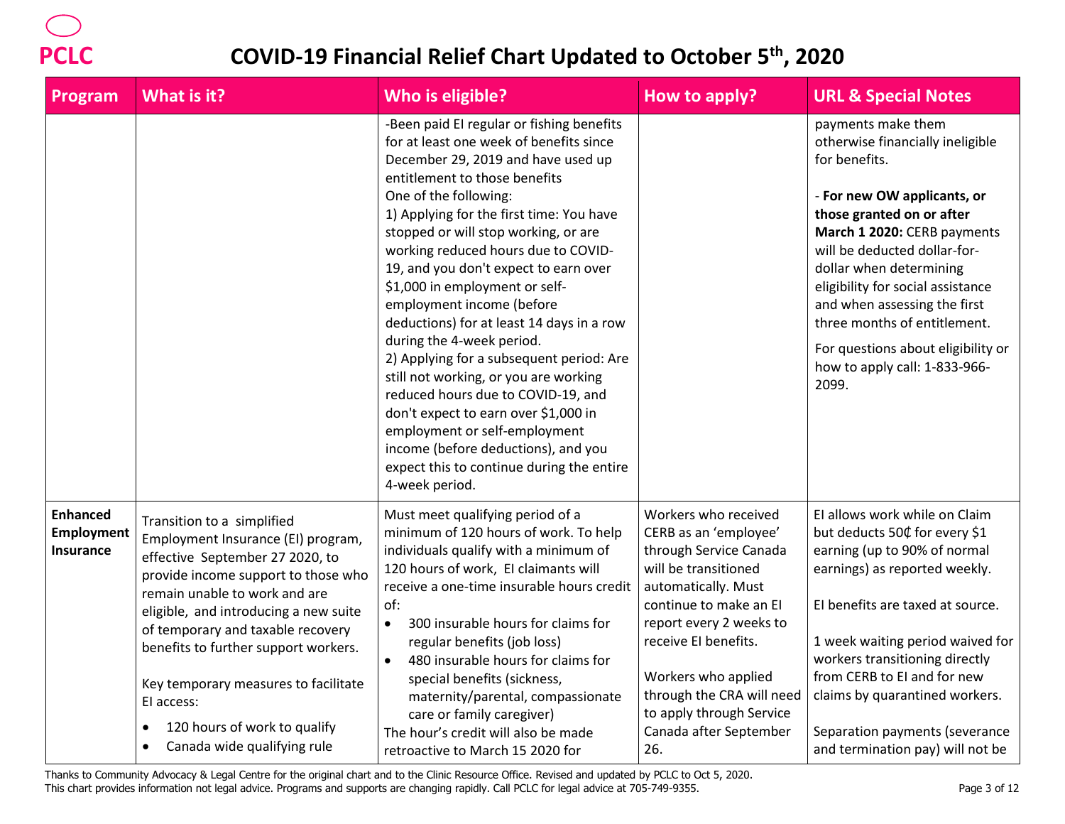# COVID-19 Financial Relief Chart Updated to October 5th, 2020

| Program | What is it? | Who is eligible? | How to apply? | URL & Special Notes |
|---|---|---|---|---|
| | | -Been paid EI regular or fishing benefits for at least one week of benefits since December 29, 2019 and have used up entitlement to those benefits<br>One of the following:<br>1) Applying for the first time: You have stopped or will stop working, or are working reduced hours due to COVID-19, and you don't expect to earn over $1,000 in employment or self-employment income (before deductions) for at least 14 days in a row during the 4-week period.<br>2) Applying for a subsequent period: Are still not working, or you are working reduced hours due to COVID-19, and don't expect to earn over $1,000 in employment or self-employment income (before deductions), and you expect this to continue during the entire 4-week period. | | payments make them otherwise financially ineligible for benefits.<br><br>- **For new OW applicants, or those granted on or after March 1 2020:** CERB payments will be deducted dollar-for-dollar when determining eligibility for social assistance and when assessing the first three months of entitlement.<br><br>For questions about eligibility or how to apply call: 1-833-966-2099. |
| **Enhanced Employment Insurance** | Transition to a simplified Employment Insurance (EI) program, effective September 27 2020, to provide income support to those who remain unable to work and are eligible, and introducing a new suite of temporary and taxable recovery benefits to further support workers.<br><br>Key temporary measures to facilitate EI access:<br>• 120 hours of work to qualify<br>• Canada wide qualifying rule | Must meet qualifying period of a minimum of 120 hours of work. To help individuals qualify with a minimum of 120 hours of work, EI claimants will receive a one-time insurable hours credit of:<br>• 300 insurable hours for claims for regular benefits (job loss)<br>• 480 insurable hours for claims for special benefits (sickness, maternity/parental, compassionate care or family caregiver)<br>The hour's credit will also be made retroactive to March 15 2020 for | Workers who received CERB as an 'employee' through Service Canada will be transitioned automatically. Must continue to make an EI report every 2 weeks to receive EI benefits.<br><br>Workers who applied through the CRA will need to apply through Service Canada after September 26. | EI allows work while on Claim but deducts 50₵ for every $1 earning (up to 90% of normal earnings) as reported weekly.<br><br>EI benefits are taxed at source.<br><br>1 week waiting period waived for workers transitioning directly from CERB to EI and for new claims by quarantined workers.<br><br>Separation payments (severance and termination pay) will not be |

Thanks to Community Advocacy & Legal Centre for the original chart and to the Clinic Resource Office. Revised and updated by PCLC to Oct 5, 2020.
This chart provides information not legal advice. Programs and supports are changing rapidly. Call PCLC for legal advice at 705-749-9355.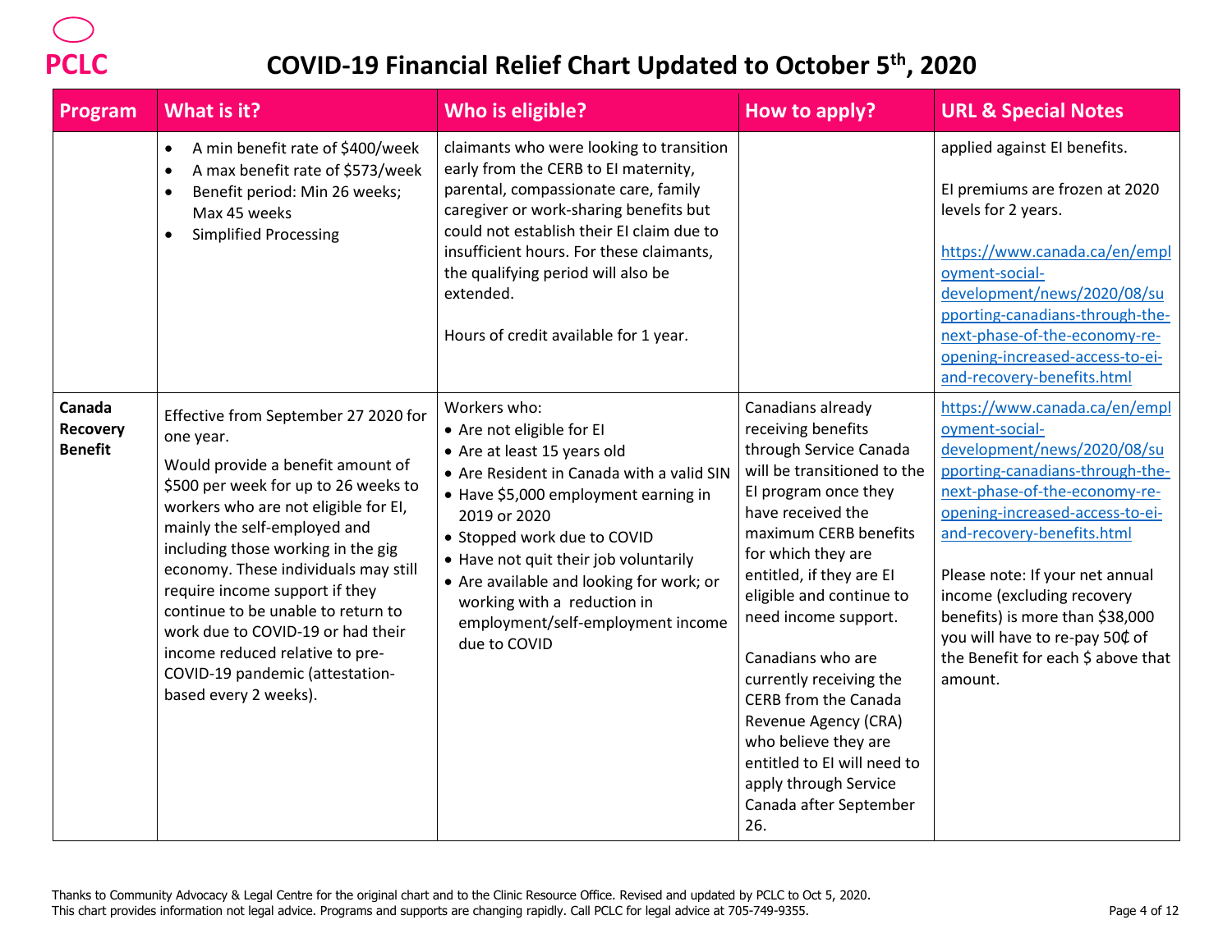# COVID-19 Financial Relief Chart Updated to October 5th, 2020

| Program | What is it? | Who is eligible? | How to apply? | URL & Special Notes |
| --- | --- | --- | --- | --- |
| | • A min benefit rate of $400/week<br>• A max benefit rate of $573/week<br>• Benefit period: Min 26 weeks; Max 45 weeks<br>• Simplified Processing | claimants who were looking to transition early from the CERB to EI maternity, parental, compassionate care, family caregiver or work-sharing benefits but could not establish their EI claim due to insufficient hours. For these claimants, the qualifying period will also be extended.<br><br>Hours of credit available for 1 year. | | applied against EI benefits.<br><br>EI premiums are frozen at 2020 levels for 2 years.<br><br>https://www.canada.ca/en/employment-social-development/news/2020/08/supporting-canadians-through-the-next-phase-of-the-economy-re-opening-increased-access-to-ei-and-recovery-benefits.html |
| **Canada Recovery Benefit** | Effective from September 27 2020 for one year.<br><br>Would provide a benefit amount of $500 per week for up to 26 weeks to workers who are not eligible for EI, mainly the self-employed and including those working in the gig economy. These individuals may still require income support if they continue to be unable to return to work due to COVID-19 or had their income reduced relative to pre-COVID-19 pandemic (attestation-based every 2 weeks). | Workers who:<br>• Are not eligible for EI<br>• Are at least 15 years old<br>• Are Resident in Canada with a valid SIN<br>• Have $5,000 employment earning in 2019 or 2020<br>• Stopped work due to COVID<br>• Have not quit their job voluntarily<br>• Are available and looking for work; or working with a reduction in employment/self-employment income due to COVID | Canadians already receiving benefits through Service Canada will be transitioned to the EI program once they have received the maximum CERB benefits for which they are entitled, if they are EI eligible and continue to need income support.<br><br>Canadians who are currently receiving the CERB from the Canada Revenue Agency (CRA) who believe they are entitled to EI will need to apply through Service Canada after September 26. | https://www.canada.ca/en/employment-social-development/news/2020/08/supporting-canadians-through-the-next-phase-of-the-economy-re-opening-increased-access-to-ei-and-recovery-benefits.html<br><br>Please note: If your net annual income (excluding recovery benefits) is more than $38,000 you will have to re-pay 50¢ of the Benefit for each $ above that amount. |

Thanks to Community Advocacy & Legal Centre for the original chart and to the Clinic Resource Office. Revised and updated by PCLC to Oct 5, 2020.
This chart provides information not legal advice. Programs and supports are changing rapidly. Call PCLC for legal advice at 705-749-9355.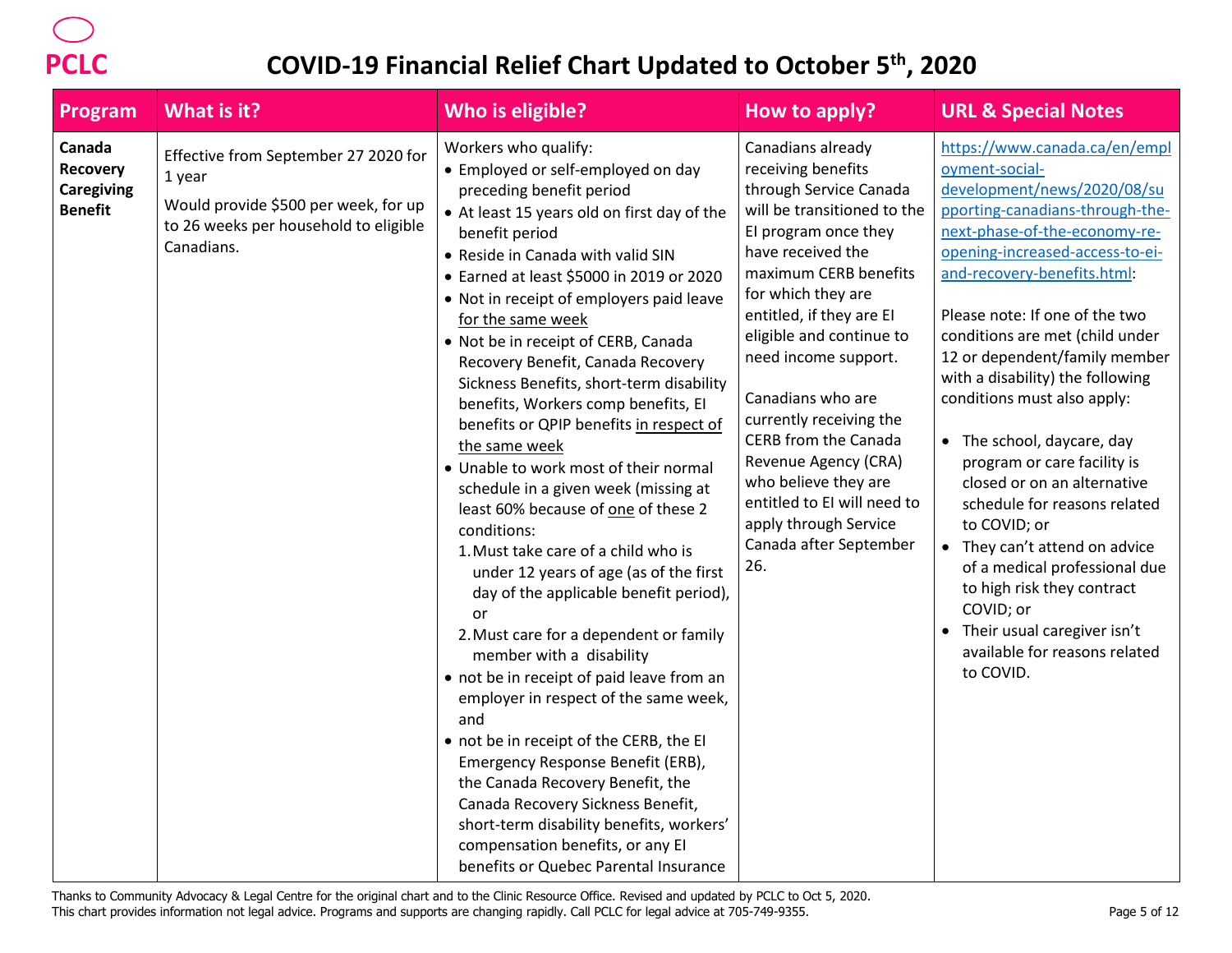# COVID-19 Financial Relief Chart Updated to October 5th, 2020

| Program | What is it? | Who is eligible? | How to apply? | URL & Special Notes |
| --- | --- | --- | --- | --- |
| **Canada Recovery Caregiving Benefit** | Effective from September 27 2020 for 1 year<br><br>Would provide $500 per week, for up to 26 weeks per household to eligible Canadians. | Workers who qualify:<br>• Employed or self-employed on day preceding benefit period<br>• At least 15 years old on first day of the benefit period<br>• Reside in Canada with valid SIN<br>• Earned at least $5000 in 2019 or 2020<br>• Not in receipt of employers paid leave for the same week<br>• Not be in receipt of CERB, Canada Recovery Benefit, Canada Recovery Sickness Benefits, short-term disability benefits, Workers comp benefits, EI benefits or QPIP benefits in respect of the same week<br>• Unable to work most of their normal schedule in a given week (missing at least 60% because of one of these 2 conditions:<br>1. Must take care of a child who is under 12 years of age (as of the first day of the applicable benefit period), or<br>2. Must care for a dependent or family member with a disability<br>• not be in receipt of paid leave from an employer in respect of the same week, and<br>• not be in receipt of the CERB, the EI Emergency Response Benefit (ERB), the Canada Recovery Benefit, the Canada Recovery Sickness Benefit, short-term disability benefits, workers' compensation benefits, or any EI benefits or Quebec Parental Insurance | Canadians already receiving benefits through Service Canada will be transitioned to the EI program once they have received the maximum CERB benefits for which they are entitled, if they are EI eligible and continue to need income support.<br><br>Canadians who are currently receiving the CERB from the Canada Revenue Agency (CRA) who believe they are entitled to EI will need to apply through Service Canada after September 26. | https://www.canada.ca/en/employment-social-development/news/2020/08/supporting-canadians-through-the-next-phase-of-the-economy-re-opening-increased-access-to-ei-and-recovery-benefits.html:<br><br>Please note: If one of the two conditions are met (child under 12 or dependent/family member with a disability) the following conditions must also apply:<br><br>• The school, daycare, day program or care facility is closed or on an alternative schedule for reasons related to COVID; or<br>• They can't attend on advice of a medical professional due to high risk they contract COVID; or<br>• Their usual caregiver isn't available for reasons related to COVID. |

Thanks to Community Advocacy & Legal Centre for the original chart and to the Clinic Resource Office. Revised and updated by PCLC to Oct 5, 2020.
This chart provides information not legal advice. Programs and supports are changing rapidly. Call PCLC for legal advice at 705-749-9355.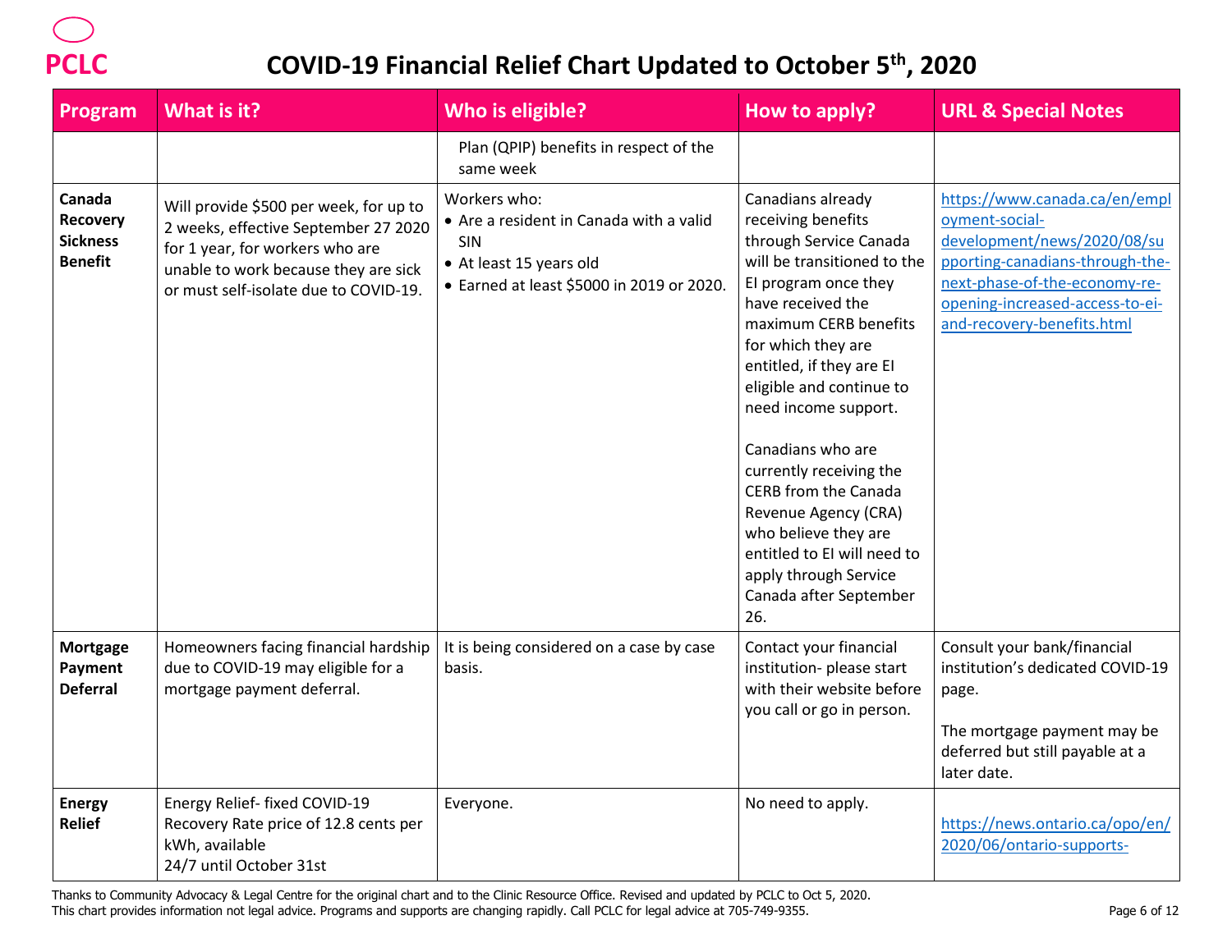# COVID-19 Financial Relief Chart Updated to October 5th, 2020

| Program | What is it? | Who is eligible? | How to apply? | URL & Special Notes |
|---|---|---|---|---|
| | | Plan (QPIP) benefits in respect of the same week | | |
| **Canada Recovery Sickness Benefit** | Will provide $500 per week, for up to 2 weeks, effective September 27 2020 for 1 year, for workers who are unable to work because they are sick or must self-isolate due to COVID-19. | Workers who:<br>• Are a resident in Canada with a valid SIN<br>• At least 15 years old<br>• Earned at least $5000 in 2019 or 2020. | Canadians already receiving benefits through Service Canada will be transitioned to the EI program once they have received the maximum CERB benefits for which they are entitled, if they are EI eligible and continue to need income support.<br><br>Canadians who are currently receiving the CERB from the Canada Revenue Agency (CRA) who believe they are entitled to EI will need to apply through Service Canada after September 26. | https://www.canada.ca/en/employment-social-development/news/2020/08/supporting-canadians-through-the-next-phase-of-the-economy-re-opening-increased-access-to-ei-and-recovery-benefits.html |
| **Mortgage Payment Deferral** | Homeowners facing financial hardship due to COVID-19 may eligible for a mortgage payment deferral. | It is being considered on a case by case basis. | Contact your financial institution- please start with their website before you call or go in person. | Consult your bank/financial institution's dedicated COVID-19 page.<br><br>The mortgage payment may be deferred but still payable at a later date. |
| **Energy Relief** | Energy Relief- fixed COVID-19 Recovery Rate price of 12.8 cents per kWh, available 24/7 until October 31st | Everyone. | No need to apply. | https://news.ontario.ca/opo/en/2020/06/ontario-supports- |

Thanks to Community Advocacy & Legal Centre for the original chart and to the Clinic Resource Office. Revised and updated by PCLC to Oct 5, 2020.
This chart provides information not legal advice. Programs and supports are changing rapidly. Call PCLC for legal advice at 705-749-9355.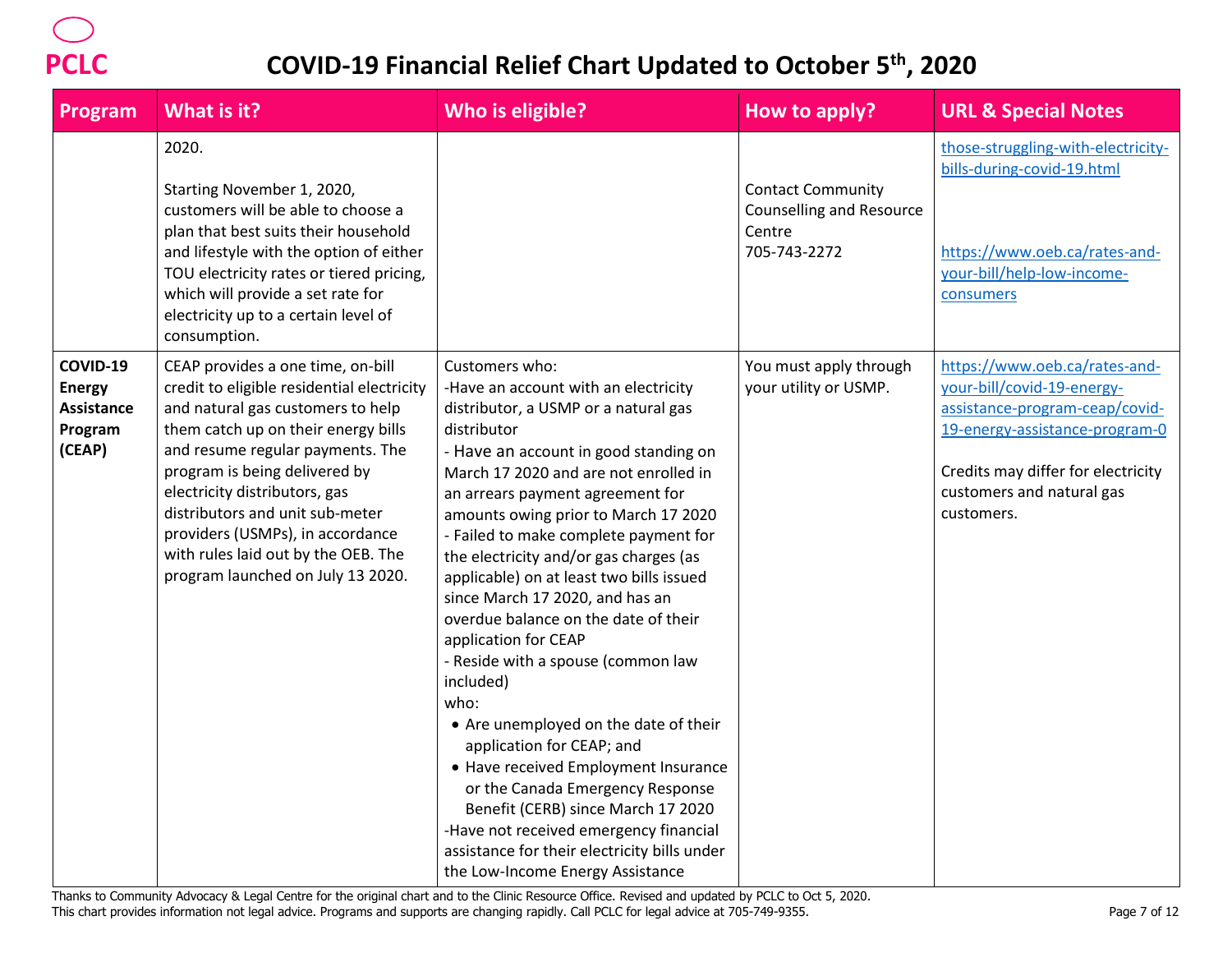# COVID-19 Financial Relief Chart Updated to October 5th, 2020

| Program | What is it? | Who is eligible? | How to apply? | URL & Special Notes |
|---|---|---|---|---|
| | 2020.<br><br>Starting November 1, 2020, customers will be able to choose a plan that best suits their household and lifestyle with the option of either TOU electricity rates or tiered pricing, which will provide a set rate for electricity up to a certain level of consumption. | | Contact Community Counselling and Resource Centre<br>705-743-2272 | those-struggling-with-electricity-bills-during-covid-19.html<br><br>https://www.oeb.ca/rates-and-your-bill/help-low-income-consumers |
| **COVID-19 Energy Assistance Program (CEAP)** | CEAP provides a one time, on-bill credit to eligible residential electricity and natural gas customers to help them catch up on their energy bills and resume regular payments. The program is being delivered by electricity distributors, gas distributors and unit sub-meter providers (USMPs), in accordance with rules laid out by the OEB. The program launched on July 13 2020. | Customers who:<br>-Have an account with an electricity distributor, a USMP or a natural gas distributor<br>- Have an account in good standing on March 17 2020 and are not enrolled in an arrears payment agreement for amounts owing prior to March 17 2020<br>- Failed to make complete payment for the electricity and/or gas charges (as applicable) on at least two bills issued since March 17 2020, and has an overdue balance on the date of their application for CEAP<br>- Reside with a spouse (common law included)<br>who:<br>• Are unemployed on the date of their application for CEAP; and<br>• Have received Employment Insurance or the Canada Emergency Response Benefit (CERB) since March 17 2020<br>-Have not received emergency financial assistance for their electricity bills under the Low-Income Energy Assistance | You must apply through your utility or USMP. | https://www.oeb.ca/rates-and-your-bill/covid-19-energy-assistance-program-ceap/covid-19-energy-assistance-program-0<br><br>Credits may differ for electricity customers and natural gas customers. |

Thanks to Community Advocacy & Legal Centre for the original chart and to the Clinic Resource Office. Revised and updated by PCLC to Oct 5, 2020.
This chart provides information not legal advice. Programs and supports are changing rapidly. Call PCLC for legal advice at 705-749-9355.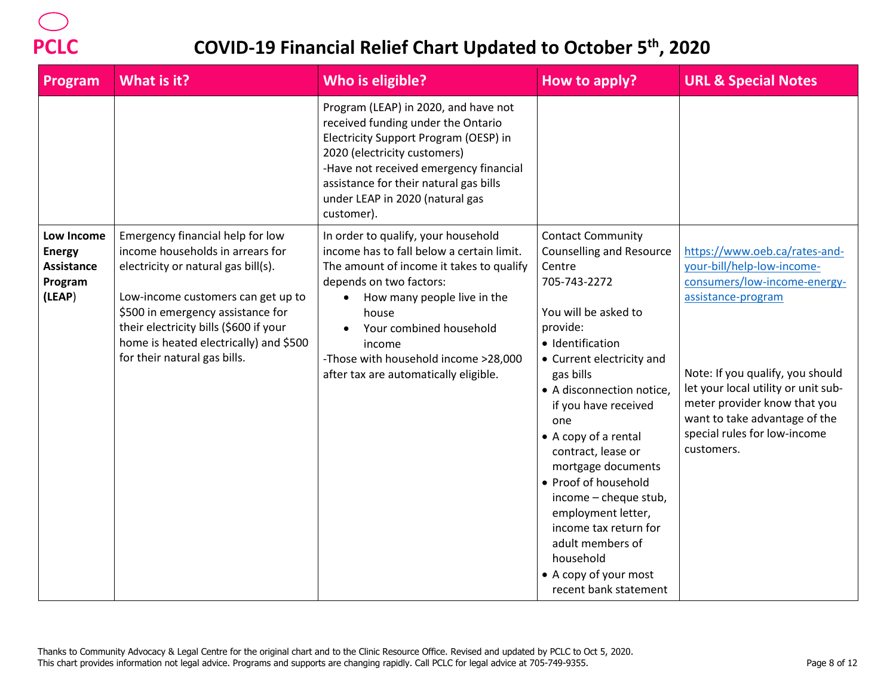# COVID-19 Financial Relief Chart Updated to October 5th, 2020

| Program | What is it? | Who is eligible? | How to apply? | URL & Special Notes |
|---|---|---|---|---|
| | | Program (LEAP) in 2020, and have not received funding under the Ontario Electricity Support Program (OESP) in 2020 (electricity customers)<br>-Have not received emergency financial assistance for their natural gas bills under LEAP in 2020 (natural gas customer). | | |
| **Low Income Energy Assistance Program (LEAP)** | Emergency financial help for low income households in arrears for electricity or natural gas bill(s).<br><br>Low-income customers can get up to \$500 in emergency assistance for their electricity bills (\$600 if your home is heated electrically) and \$500 for their natural gas bills. | In order to qualify, your household income has to fall below a certain limit. The amount of income it takes to qualify depends on two factors:<br>• How many people live in the house<br>• Your combined household income<br>-Those with household income >28,000 after tax are automatically eligible. | Contact Community Counselling and Resource Centre<br>705-743-2272<br><br>You will be asked to provide:<br>• Identification<br>• Current electricity and gas bills<br>• A disconnection notice, if you have received one<br>• A copy of a rental contract, lease or mortgage documents<br>• Proof of household income – cheque stub, employment letter, income tax return for adult members of household<br>• A copy of your most recent bank statement | https://www.oeb.ca/rates-and-your-bill/help-low-income-consumers/low-income-energy-assistance-program<br><br>Note: If you qualify, you should let your local utility or unit sub-meter provider know that you want to take advantage of the special rules for low-income customers. |

Thanks to Community Advocacy & Legal Centre for the original chart and to the Clinic Resource Office. Revised and updated by PCLC to Oct 5, 2020.
This chart provides information not legal advice. Programs and supports are changing rapidly. Call PCLC for legal advice at 705-749-9355.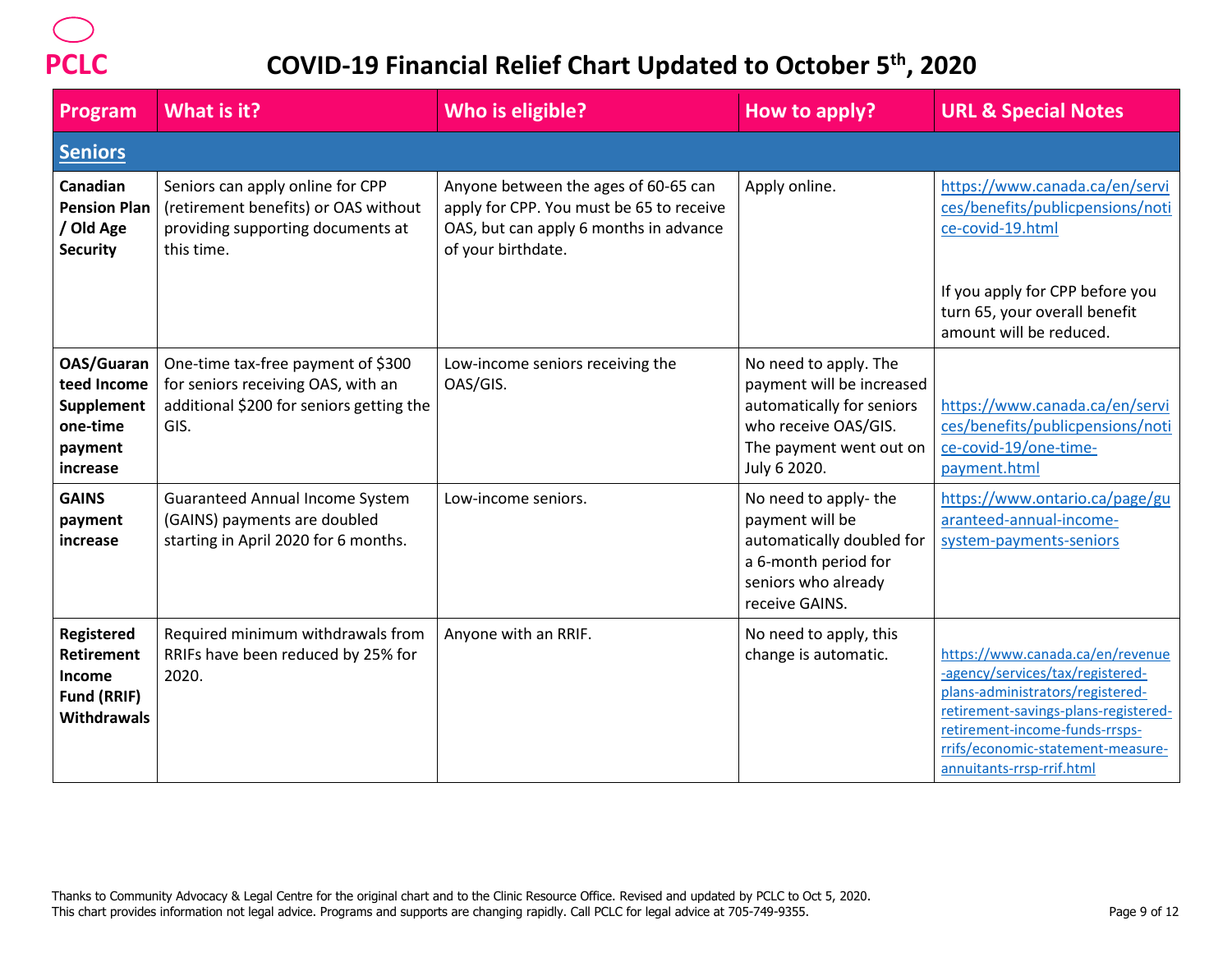# COVID-19 Financial Relief Chart Updated to October 5th, 2020

| Program | What is it? | Who is eligible? | How to apply? | URL & Special Notes |
|---|---|---|---|---|
| **Seniors** | | | | |
| **Canadian Pension Plan / Old Age Security** | Seniors can apply online for CPP (retirement benefits) or OAS without providing supporting documents at this time. | Anyone between the ages of 60-65 can apply for CPP. You must be 65 to receive OAS, but can apply 6 months in advance of your birthdate. | Apply online. | https://www.canada.ca/en/services/benefits/publicpensions/notice-covid-19.html<br><br>If you apply for CPP before you turn 65, your overall benefit amount will be reduced. |
| **OAS/Guaranteed Income Supplement one-time payment increase** | One-time tax-free payment of $300 for seniors receiving OAS, with an additional $200 for seniors getting the GIS. | Low-income seniors receiving the OAS/GIS. | No need to apply. The payment will be increased automatically for seniors who receive OAS/GIS. The payment went out on July 6 2020. | https://www.canada.ca/en/services/benefits/publicpensions/notice-covid-19/one-time-payment.html |
| **GAINS payment increase** | Guaranteed Annual Income System (GAINS) payments are doubled starting in April 2020 for 6 months. | Low-income seniors. | No need to apply- the payment will be automatically doubled for a 6-month period for seniors who already receive GAINS. | https://www.ontario.ca/page/guaranteed-annual-income-system-payments-seniors |
| **Registered Retirement Income Fund (RRIF) Withdrawals** | Required minimum withdrawals from RRIFs have been reduced by 25% for 2020. | Anyone with an RRIF. | No need to apply, this change is automatic. | https://www.canada.ca/en/revenue-agency/services/tax/registered-plans-administrators/registered-retirement-savings-plans-registered-retirement-income-funds-rrsps-rrifs/economic-statement-measure-annuitants-rrsp-rrif.html |

Thanks to Community Advocacy & Legal Centre for the original chart and to the Clinic Resource Office. Revised and updated by PCLC to Oct 5, 2020.
This chart provides information not legal advice. Programs and supports are changing rapidly. Call PCLC for legal advice at 705-749-9355.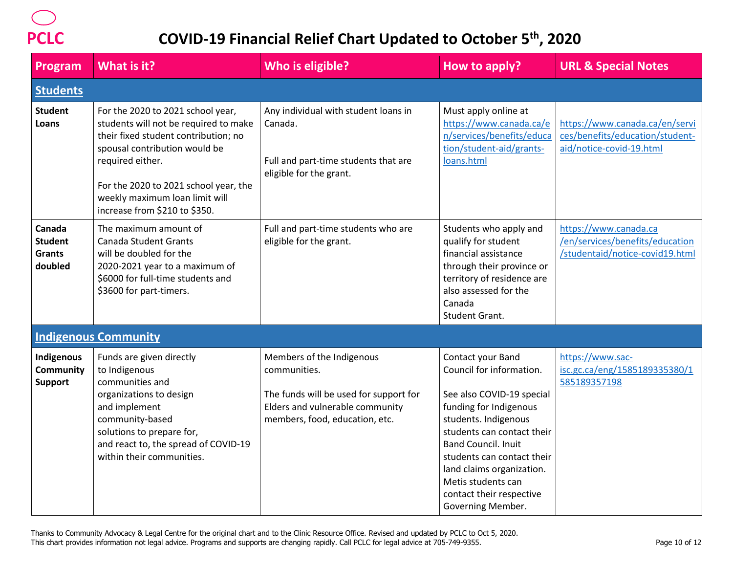PCLC

# COVID-19 Financial Relief Chart Updated to October 5th, 2020

| Program | What is it? | Who is eligible? | How to apply? | URL & Special Notes |
|---|---|---|---|---|
| **Students** | | | | |
| **Student Loans** | For the 2020 to 2021 school year, students will not be required to make their fixed student contribution; no spousal contribution would be required either.<br><br>For the 2020 to 2021 school year, the weekly maximum loan limit will increase from $210 to $350. | Any individual with student loans in Canada.<br><br>Full and part-time students that are eligible for the grant. | Must apply online at https://www.canada.ca/en/services/benefits/education/student-aid/grants-loans.html | https://www.canada.ca/en/services/benefits/education/student-aid/notice-covid-19.html |
| **Canada Student Grants doubled** | The maximum amount of Canada Student Grants will be doubled for the 2020-2021 year to a maximum of $6000 for full-time students and $3600 for part-timers. | Full and part-time students who are eligible for the grant. | Students who apply and qualify for student financial assistance through their province or territory of residence are also assessed for the Canada Student Grant. | https://www.canada.ca/en/services/benefits/education/studentaid/notice-covid19.html |
| **Indigenous Community** | | | | |
| **Indigenous Community Support** | Funds are given directly to Indigenous communities and organizations to design and implement community-based solutions to prepare for, and react to, the spread of COVID-19 within their communities. | Members of the Indigenous communities.<br><br>The funds will be used for support for Elders and vulnerable community members, food, education, etc. | Contact your Band Council for information.<br><br>See also COVID-19 special funding for Indigenous students. Indigenous students can contact their Band Council. Inuit students can contact their land claims organization. Metis students can contact their respective Governing Member. | https://www.sac-isc.gc.ca/eng/1585189335380/1585189357198 |

Thanks to Community Advocacy & Legal Centre for the original chart and to the Clinic Resource Office. Revised and updated by PCLC to Oct 5, 2020.
This chart provides information not legal advice. Programs and supports are changing rapidly. Call PCLC for legal advice at 705-749-9355.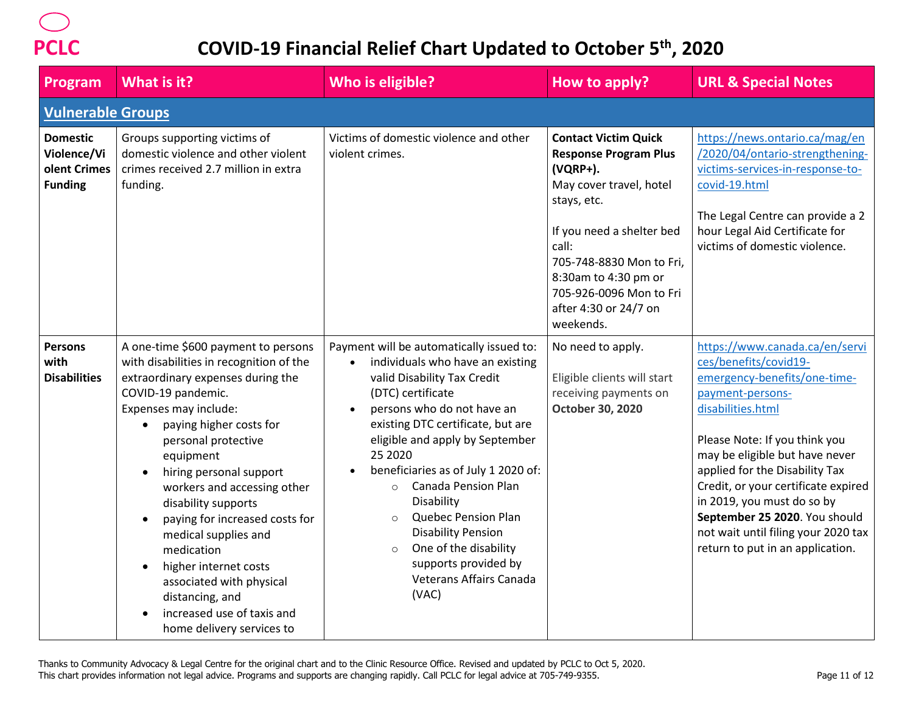# COVID-19 Financial Relief Chart Updated to October 5th, 2020

| Program | What is it? | Who is eligible? | How to apply? | URL & Special Notes |
|---|---|---|---|---|
| **Vulnerable Groups** | | | | |
| **Domestic Violence/Violent Crimes Funding** | Groups supporting victims of domestic violence and other violent crimes received 2.7 million in extra funding. | Victims of domestic violence and other violent crimes. | **Contact Victim Quick Response Program Plus (VQRP+).** May cover travel, hotel stays, etc.<br><br>If you need a shelter bed call:<br>705-748-8830 Mon to Fri, 8:30am to 4:30 pm or 705-926-0096 Mon to Fri after 4:30 or 24/7 on weekends. | https://news.ontario.ca/mag/en/2020/04/ontario-strengthening-victims-services-in-response-to-covid-19.html<br><br>The Legal Centre can provide a 2 hour Legal Aid Certificate for victims of domestic violence. |
| **Persons with Disabilities** | A one-time $600 payment to persons with disabilities in recognition of the extraordinary expenses during the COVID-19 pandemic.<br>Expenses may include:<br>• paying higher costs for personal protective equipment<br>• hiring personal support workers and accessing other disability supports<br>• paying for increased costs for medical supplies and medication<br>• higher internet costs associated with physical distancing, and<br>• increased use of taxis and home delivery services to | Payment will be automatically issued to:<br>• individuals who have an existing valid Disability Tax Credit (DTC) certificate<br>• persons who do not have an existing DTC certificate, but are eligible and apply by September 25 2020<br>• beneficiaries as of July 1 2020 of:<br>  ○ Canada Pension Plan Disability<br>  ○ Quebec Pension Plan Disability Pension<br>  ○ One of the disability supports provided by Veterans Affairs Canada (VAC) | No need to apply.<br><br>Eligible clients will start receiving payments on **October 30, 2020** | https://www.canada.ca/en/services/benefits/covid19-emergency-benefits/one-time-payment-persons-disabilities.html<br><br>Please Note: If you think you may be eligible but have never applied for the Disability Tax Credit, or your certificate expired in 2019, you must do so by **September 25 2020**. You should not wait until filing your 2020 tax return to put in an application. |

Thanks to Community Advocacy & Legal Centre for the original chart and to the Clinic Resource Office. Revised and updated by PCLC to Oct 5, 2020.
This chart provides information not legal advice. Programs and supports are changing rapidly. Call PCLC for legal advice at 705-749-9355.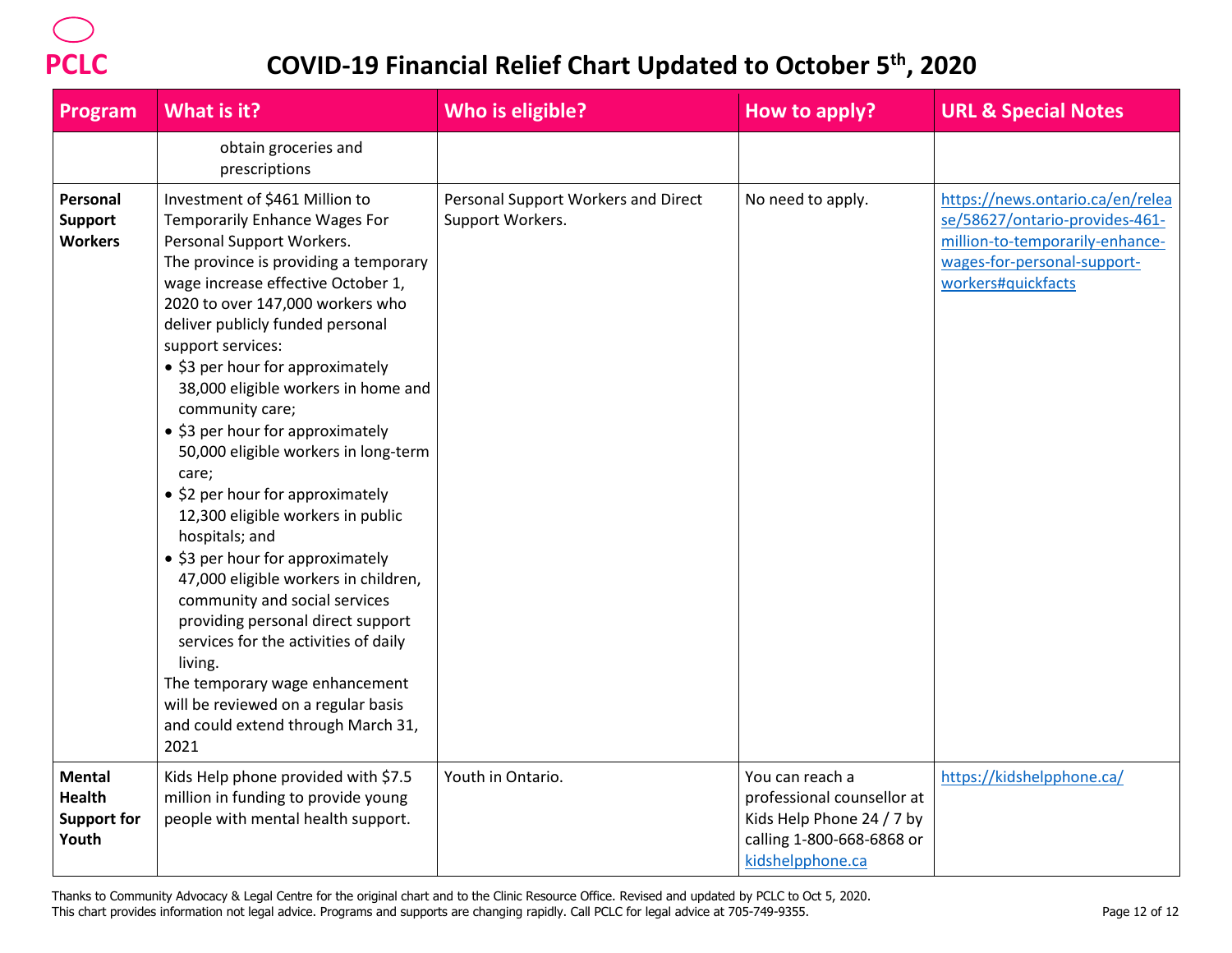# COVID-19 Financial Relief Chart Updated to October 5th, 2020

| Program | What is it? | Who is eligible? | How to apply? | URL & Special Notes |
|---|---|---|---|---|
| | obtain groceries and prescriptions | | | |
| **Personal Support Workers** | Investment of $461 Million to Temporarily Enhance Wages For Personal Support Workers.<br>The province is providing a temporary wage increase effective October 1, 2020 to over 147,000 workers who deliver publicly funded personal support services:<br>• $3 per hour for approximately 38,000 eligible workers in home and community care;<br>• $3 per hour for approximately 50,000 eligible workers in long-term care;<br>• $2 per hour for approximately 12,300 eligible workers in public hospitals; and<br>• $3 per hour for approximately 47,000 eligible workers in children, community and social services providing personal direct support services for the activities of daily living.<br>The temporary wage enhancement will be reviewed on a regular basis and could extend through March 31, 2021 | Personal Support Workers and Direct Support Workers. | No need to apply. | https://news.ontario.ca/en/release/58627/ontario-provides-461-million-to-temporarily-enhance-wages-for-personal-support-workers#quickfacts |
| **Mental Health Support for Youth** | Kids Help phone provided with $7.5 million in funding to provide young people with mental health support. | Youth in Ontario. | You can reach a professional counsellor at Kids Help Phone 24 / 7 by calling 1-800-668-6868 or kidshelpphone.ca | https://kidshelpphone.ca/ |

Thanks to Community Advocacy & Legal Centre for the original chart and to the Clinic Resource Office. Revised and updated by PCLC to Oct 5, 2020.
This chart provides information not legal advice. Programs and supports are changing rapidly. Call PCLC for legal advice at 705-749-9355.